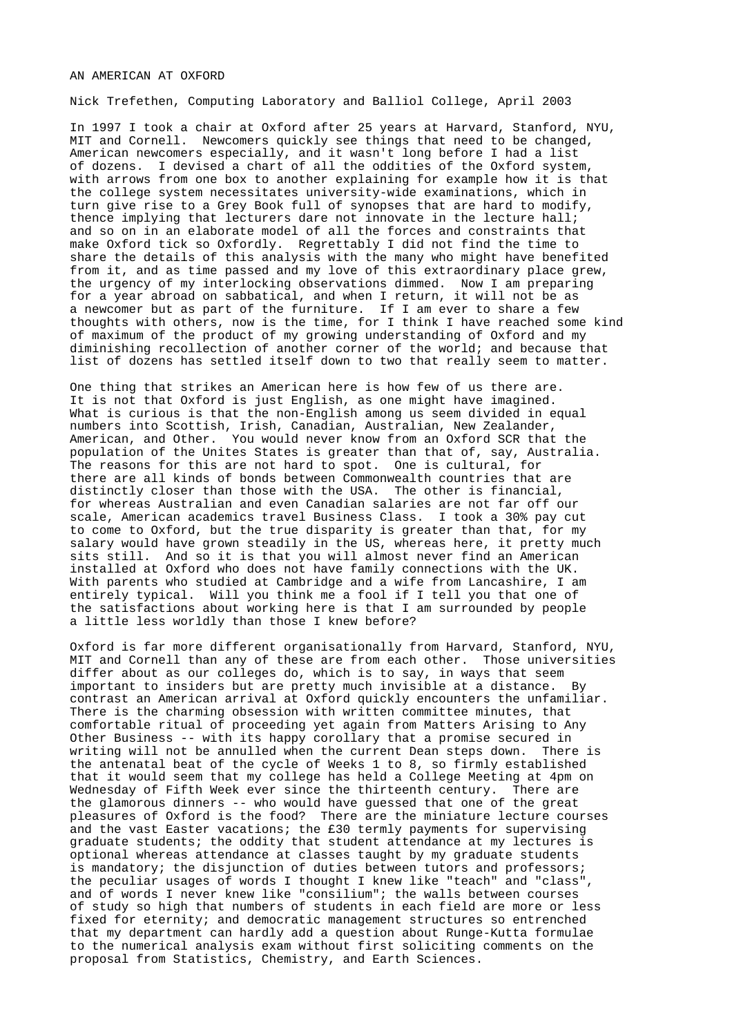# AN AMERICAN AT OXFORD

Nick Trefethen, Computing Laboratory and Balliol College, April 2003

In 1997 I took a chair at Oxford after 25 years at Harvard, Stanford, NYU, MIT and Cornell. Newcomers quickly see things that need to be changed, American newcomers especially, and it wasn't long before I had a list of dozens. I devised a chart of all the oddities of the Oxford system, with arrows from one box to another explaining for example how it is that the college system necessitates university-wide examinations, which in turn give rise to a Grey Book full of synopses that are hard to modify, thence implying that lecturers dare not innovate in the lecture hall; and so on in an elaborate model of all the forces and constraints that make Oxford tick so Oxfordly. Regrettably I did not find the time to share the details of this analysis with the many who might have benefited from it, and as time passed and my love of this extraordinary place grew, the urgency of my interlocking observations dimmed. Now I am preparing for a year abroad on sabbatical, and when I return, it will not be as a newcomer but as part of the furniture. If I am ever to share a few thoughts with others, now is the time, for I think I have reached some kind of maximum of the product of my growing understanding of Oxford and my diminishing recollection of another corner of the world; and because that list of dozens has settled itself down to two that really seem to matter.

One thing that strikes an American here is how few of us there are. It is not that Oxford is just English, as one might have imagined. What is curious is that the non-English among us seem divided in equal numbers into Scottish, Irish, Canadian, Australian, New Zealander, American, and Other. You would never know from an Oxford SCR that the population of the Unites States is greater than that of, say, Australia. The reasons for this are not hard to spot. One is cultural, for there are all kinds of bonds between Commonwealth countries that are distinctly closer than those with the USA. The other is financial, for whereas Australian and even Canadian salaries are not far off our scale, American academics travel Business Class. I took a 30% pay cut to come to Oxford, but the true disparity is greater than that, for my salary would have grown steadily in the US, whereas here, it pretty much sits still. And so it is that you will almost never find an American installed at Oxford who does not have family connections with the UK. With parents who studied at Cambridge and a wife from Lancashire, I am entirely typical. Will you think me a fool if I tell you that one of the satisfactions about working here is that I am surrounded by people a little less worldly than those I knew before?

Oxford is far more different organisationally from Harvard, Stanford, NYU, MIT and Cornell than any of these are from each other. Those universities differ about as our colleges do, which is to say, in ways that seem important to insiders but are pretty much invisible at a distance. By contrast an American arrival at Oxford quickly encounters the unfamiliar. There is the charming obsession with written committee minutes, that comfortable ritual of proceeding yet again from Matters Arising to Any Other Business -- with its happy corollary that a promise secured in writing will not be annulled when the current Dean steps down. There is the antenatal beat of the cycle of Weeks 1 to 8, so firmly established that it would seem that my college has held a College Meeting at 4pm on Wednesday of Fifth Week ever since the thirteenth century. There are the glamorous dinners -- who would have guessed that one of the great pleasures of Oxford is the food? There are the miniature lecture courses and the vast Easter vacations; the £30 termly payments for supervising graduate students; the oddity that student attendance at my lectures is optional whereas attendance at classes taught by my graduate students is mandatory; the disjunction of duties between tutors and professors; the peculiar usages of words I thought I knew like "teach" and "class", and of words I never knew like "consilium"; the walls between courses of study so high that numbers of students in each field are more or less fixed for eternity; and democratic management structures so entrenched that my department can hardly add a question about Runge-Kutta formulae to the numerical analysis exam without first soliciting comments on the proposal from Statistics, Chemistry, and Earth Sciences.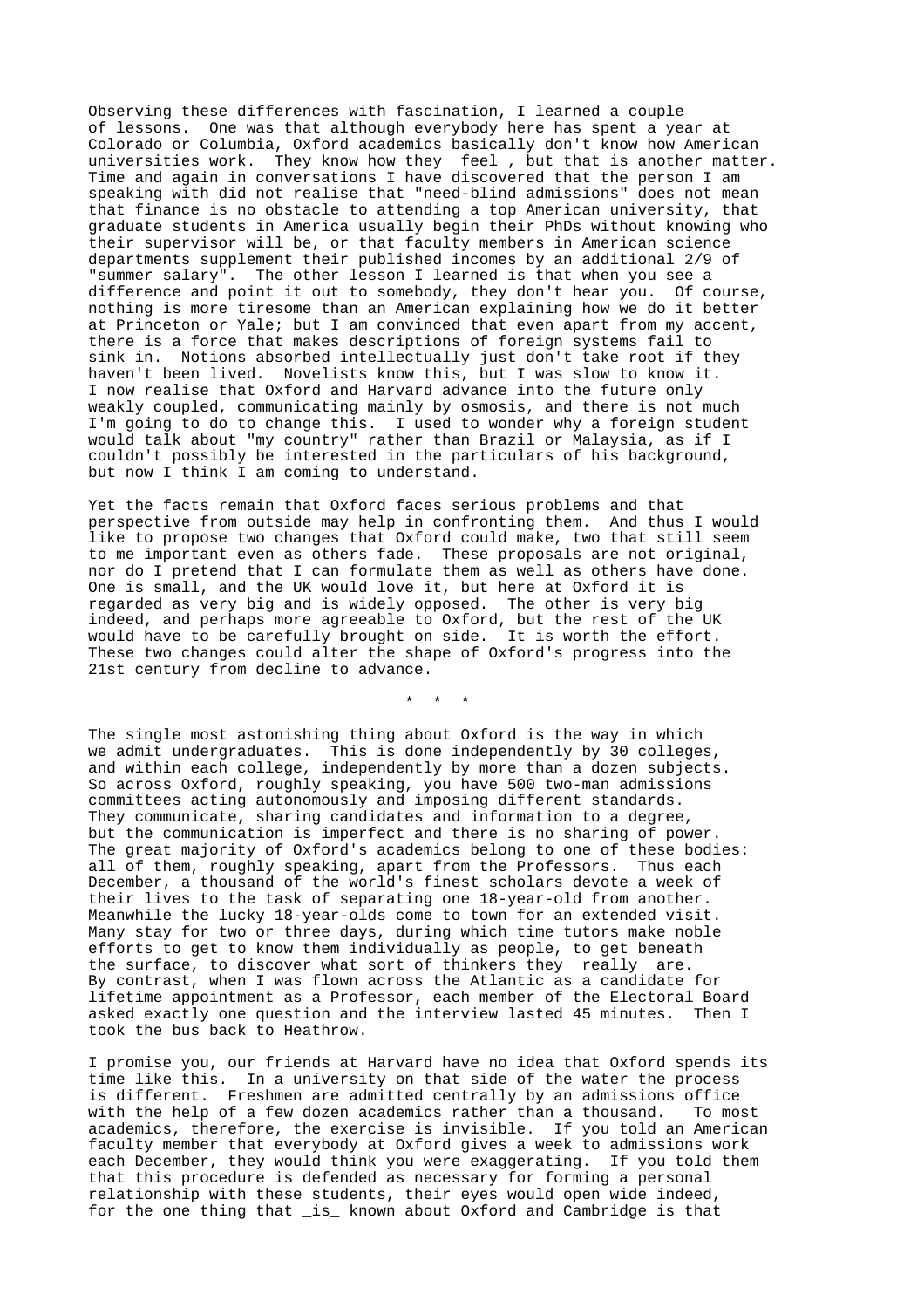Observing these differences with fascination, I learned a couple of lessons. One was that although everybody here has spent a year at Colorado or Columbia, Oxford academics basically don't know how American universities work. They know how they _feel_, but that is another matter. Time and again in conversations I have discovered that the person I am speaking with did not realise that "need-blind admissions" does not mean that finance is no obstacle to attending a top American university, that graduate students in America usually begin their PhDs without knowing who their supervisor will be, or that faculty members in American science departments supplement their published incomes by an additional 2/9 of "summer salary". The other lesson I learned is that when you see a difference and point it out to somebody, they don't hear you. Of course, nothing is more tiresome than an American explaining how we do it better at Princeton or Yale; but I am convinced that even apart from my accent, there is a force that makes descriptions of foreign systems fail to sink in. Notions absorbed intellectually just don't take root if they haven't been lived. Novelists know this, but I was slow to know it. I now realise that Oxford and Harvard advance into the future only weakly coupled, communicating mainly by osmosis, and there is not much I'm going to do to change this. I used to wonder why a foreign student would talk about "my country" rather than Brazil or Malaysia, as if I couldn't possibly be interested in the particulars of his background, but now I think I am coming to understand.

Yet the facts remain that Oxford faces serious problems and that perspective from outside may help in confronting them. And thus I would like to propose two changes that Oxford could make, two that still seem to me important even as others fade. These proposals are not original, nor do I pretend that I can formulate them as well as others have done. One is small, and the UK would love it, but here at Oxford it is regarded as very big and is widely opposed. The other is very big indeed, and perhaps more agreeable to Oxford, but the rest of the UK would have to be carefully brought on side. It is worth the effort. These two changes could alter the shape of Oxford's progress into the 21st century from decline to advance.

\* \* \*

The single most astonishing thing about Oxford is the way in which we admit undergraduates. This is done independently by 30 colleges, and within each college, independently by more than a dozen subjects. So across Oxford, roughly speaking, you have 500 two-man admissions committees acting autonomously and imposing different standards. They communicate, sharing candidates and information to a degree, but the communication is imperfect and there is no sharing of power. The great majority of Oxford's academics belong to one of these bodies: all of them, roughly speaking, apart from the Professors. Thus each December, a thousand of the world's finest scholars devote a week of their lives to the task of separating one 18-year-old from another. Meanwhile the lucky 18-year-olds come to town for an extended visit. Many stay for two or three days, during which time tutors make noble efforts to get to know them individually as people, to get beneath the surface, to discover what sort of thinkers they _really_ are. By contrast, when I was flown across the Atlantic as a candidate for lifetime appointment as a Professor, each member of the Electoral Board asked exactly one question and the interview lasted 45 minutes. Then I took the bus back to Heathrow.

I promise you, our friends at Harvard have no idea that Oxford spends its time like this. In a university on that side of the water the process is different. Freshmen are admitted centrally by an admissions office with the help of a few dozen academics rather than a thousand. To most academics, therefore, the exercise is invisible. If you told an American faculty member that everybody at Oxford gives a week to admissions work each December, they would think you were exaggerating. If you told them that this procedure is defended as necessary for forming a personal relationship with these students, their eyes would open wide indeed, for the one thing that _is_ known about Oxford and Cambridge is that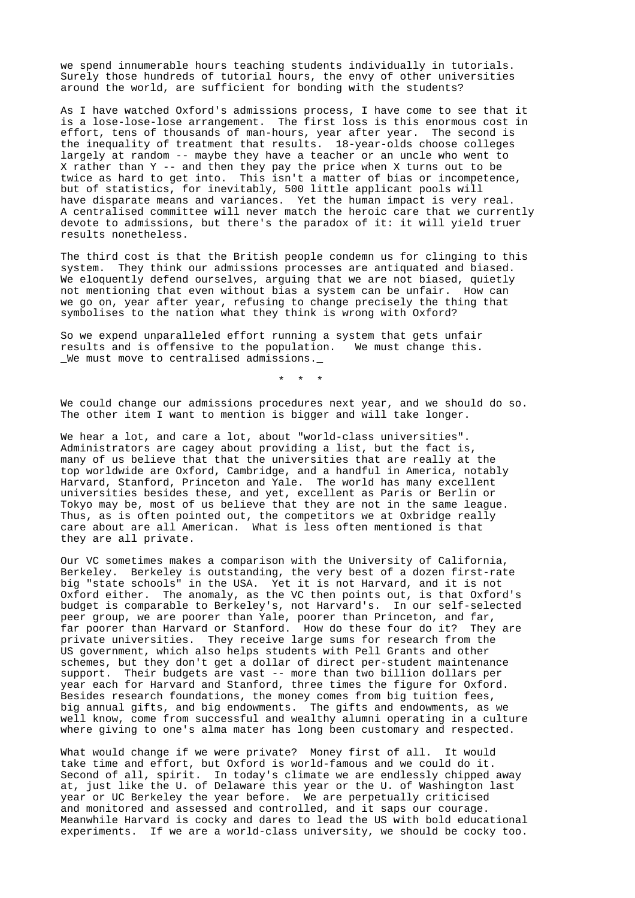we spend innumerable hours teaching students individually in tutorials. Surely those hundreds of tutorial hours, the envy of other universities around the world, are sufficient for bonding with the students?

As I have watched Oxford's admissions process, I have come to see that it is a lose-lose-lose arrangement. The first loss is this enormous cost in effort, tens of thousands of man-hours, year after year. The second is the inequality of treatment that results. 18-year-olds choose colleges largely at random -- maybe they have a teacher or an uncle who went to X rather than Y -- and then they pay the price when X turns out to be twice as hard to get into. This isn't a matter of bias or incompetence, but of statistics, for inevitably, 500 little applicant pools will have disparate means and variances. Yet the human impact is very real. A centralised committee will never match the heroic care that we currently devote to admissions, but there's the paradox of it: it will yield truer results nonetheless.

The third cost is that the British people condemn us for clinging to this system. They think our admissions processes are antiquated and biased. We eloquently defend ourselves, arguing that we are not biased, quietly not mentioning that even without bias a system can be unfair. How can we go on, year after year, refusing to change precisely the thing that symbolises to the nation what they think is wrong with Oxford?

So we expend unparalleled effort running a system that gets unfair results and is offensive to the population. We must change this. _We must move to centralised admissions._

\* \* \*

We could change our admissions procedures next year, and we should do so. The other item I want to mention is bigger and will take longer.

We hear a lot, and care a lot, about "world-class universities". Administrators are cagey about providing a list, but the fact is, many of us believe that that the universities that are really at the top worldwide are Oxford, Cambridge, and a handful in America, notably Harvard, Stanford, Princeton and Yale. The world has many excellent universities besides these, and yet, excellent as Paris or Berlin or Tokyo may be, most of us believe that they are not in the same league. Thus, as is often pointed out, the competitors we at Oxbridge really care about are all American. What is less often mentioned is that they are all private.

Our VC sometimes makes a comparison with the University of California, Berkeley. Berkeley is outstanding, the very best of a dozen first-rate big "state schools" in the USA. Yet it is not Harvard, and it is not Oxford either. The anomaly, as the VC then points out, is that Oxford's budget is comparable to Berkeley's, not Harvard's. In our self-selected peer group, we are poorer than Yale, poorer than Princeton, and far, far poorer than Harvard or Stanford. How do these four do it? They are private universities. They receive large sums for research from the US government, which also helps students with Pell Grants and other schemes, but they don't get a dollar of direct per-student maintenance support. Their budgets are vast -- more than two billion dollars per year each for Harvard and Stanford, three times the figure for Oxford. Besides research foundations, the money comes from big tuition fees, big annual gifts, and big endowments. The gifts and endowments, as we well know, come from successful and wealthy alumni operating in a culture where giving to one's alma mater has long been customary and respected.

What would change if we were private? Money first of all. It would take time and effort, but Oxford is world-famous and we could do it. Second of all, spirit. In today's climate we are endlessly chipped away at, just like the U. of Delaware this year or the U. of Washington last year or UC Berkeley the year before. We are perpetually criticised and monitored and assessed and controlled, and it saps our courage. Meanwhile Harvard is cocky and dares to lead the US with bold educational experiments. If we are a world-class university, we should be cocky too.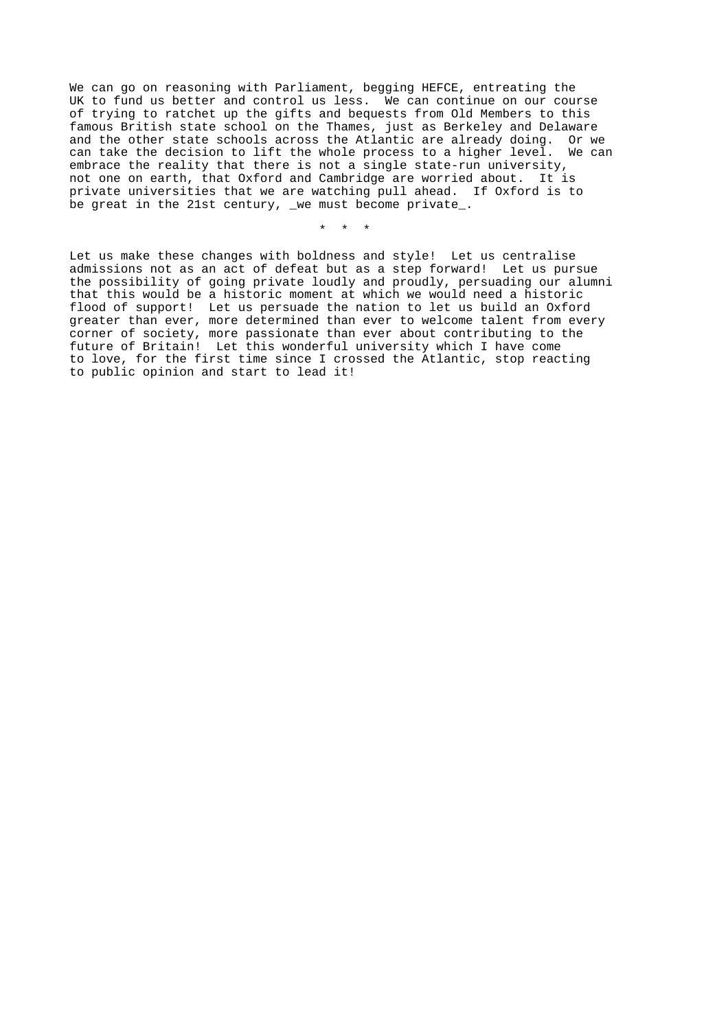We can go on reasoning with Parliament, begging HEFCE, entreating the UK to fund us better and control us less. We can continue on our course of trying to ratchet up the gifts and bequests from Old Members to this famous British state school on the Thames, just as Berkeley and Delaware and the other state schools across the Atlantic are already doing. Or we can take the decision to lift the whole process to a higher level. We can embrace the reality that there is not a single state-run university, not one on earth, that Oxford and Cambridge are worried about. It is private universities that we are watching pull ahead. If Oxford is to be great in the 21st century, _we must become private_.

\* \* \*

Let us make these changes with boldness and style! Let us centralise admissions not as an act of defeat but as a step forward! Let us pursue the possibility of going private loudly and proudly, persuading our alumni that this would be a historic moment at which we would need a historic flood of support! Let us persuade the nation to let us build an Oxford greater than ever, more determined than ever to welcome talent from every corner of society, more passionate than ever about contributing to the future of Britain! Let this wonderful university which I have come to love, for the first time since I crossed the Atlantic, stop reacting to public opinion and start to lead it!